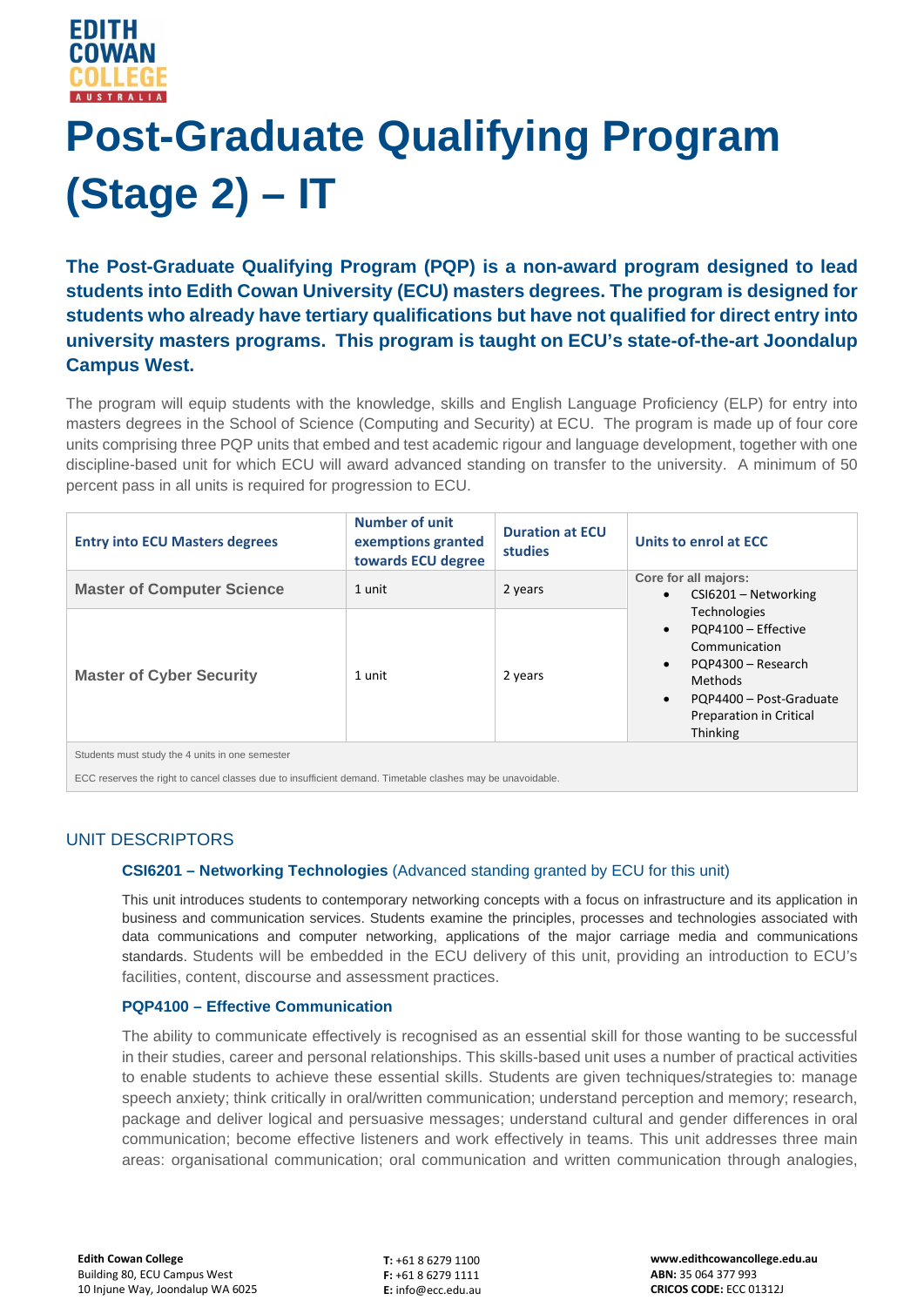# Post-Graduate Qualifying Program (Stage 2) – IT

**The Post-Graduate Qualifying Program (PQP) is a non-award program designed to lead students into Edith Cowan University (ECU) masters degrees. The program is designed for students who already have tertiary qualifications but have not qualified for direct entry into university masters programs. This program is taught on ECU's state-of-the-art Joondalup Campus West.**

The program will equip students with the knowledge, skills and English Language Proficiency (ELP) for entry into masters degrees in the School of Science (Computing and Security) at ECU. The program is made up of four core units comprising three PQP units that embed and test academic rigour and language development, together with one discipline-based unit for which ECU will award advanced standing on transfer to the university. A minimum of 50 percent pass in all units is required for progression to ECU.

| Entry into ECU Masters degrees | Number of unit exemptions granted towards ECU degree | Duration at ECU studies | Units to enrol at ECC |
|---|---|---|---|
| **Master of Computer Science** | 1 unit | 2 years | **Core for all majors:**<br>• CSI6201 – Networking Technologies<br>• PQP4100 – Effective Communication<br>• PQP4300 – Research Methods<br>• PQP4400 – Post-Graduate Preparation in Critical Thinking |
| **Master of Cyber Security** | 1 unit | 2 years | |

Students must study the 4 units in one semester

ECC reserves the right to cancel classes due to insufficient demand. Timetable clashes may be unavoidable.

## UNIT DESCRIPTORS

### CSI6201 – Networking Technologies (Advanced standing granted by ECU for this unit)

This unit introduces students to contemporary networking concepts with a focus on infrastructure and its application in business and communication services. Students examine the principles, processes and technologies associated with data communications and computer networking, applications of the major carriage media and communications standards. Students will be embedded in the ECU delivery of this unit, providing an introduction to ECU's facilities, content, discourse and assessment practices.

### PQP4100 – Effective Communication

The ability to communicate effectively is recognised as an essential skill for those wanting to be successful in their studies, career and personal relationships. This skills-based unit uses a number of practical activities to enable students to achieve these essential skills. Students are given techniques/strategies to: manage speech anxiety; think critically in oral/written communication; understand perception and memory; research, package and deliver logical and persuasive messages; understand cultural and gender differences in oral communication; become effective listeners and work effectively in teams. This unit addresses three main areas: organisational communication; oral communication and written communication through analogies,

**Edith Cowan College**
Building 80, ECU Campus West
10 Injune Way, Joondalup WA 6025

**T:** +61 8 6279 1100
**F:** +61 8 6279 1111
**E:** info@ecc.edu.au

**www.edithcowancollege.edu.au**
**ABN:** 35 064 377 993
**CRICOS CODE:** ECC 01312J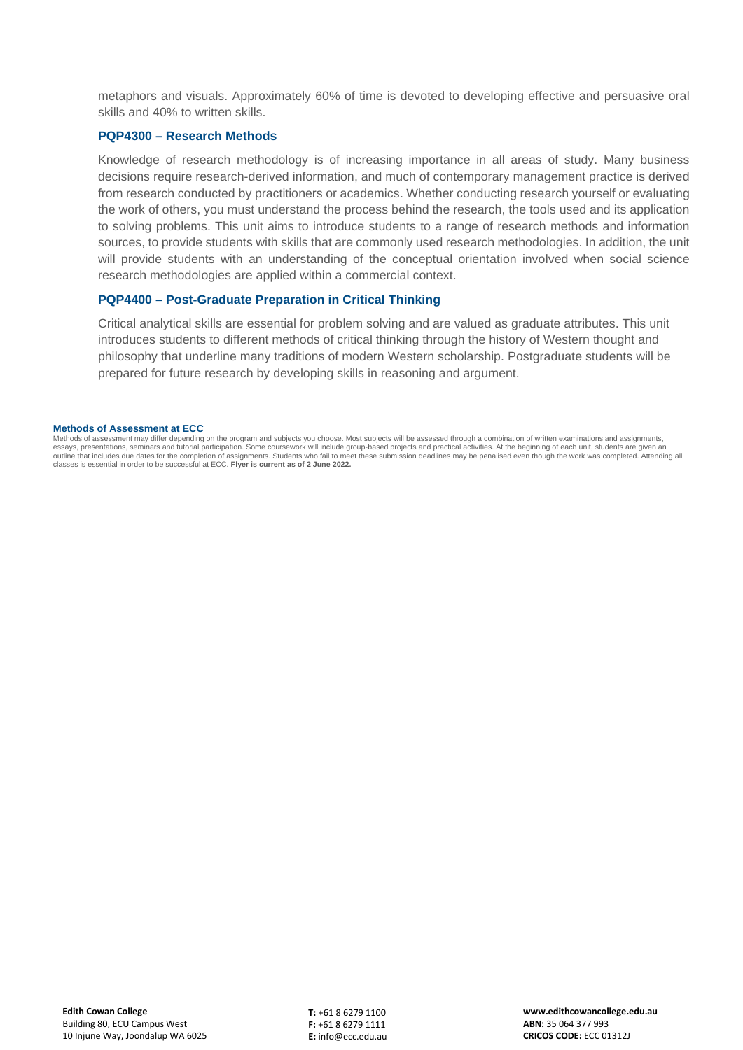metaphors and visuals. Approximately 60% of time is devoted to developing effective and persuasive oral skills and 40% to written skills.

### PQP4300 – Research Methods

Knowledge of research methodology is of increasing importance in all areas of study. Many business decisions require research-derived information, and much of contemporary management practice is derived from research conducted by practitioners or academics. Whether conducting research yourself or evaluating the work of others, you must understand the process behind the research, the tools used and its application to solving problems. This unit aims to introduce students to a range of research methods and information sources, to provide students with skills that are commonly used research methodologies. In addition, the unit will provide students with an understanding of the conceptual orientation involved when social science research methodologies are applied within a commercial context.

### PQP4400 – Post-Graduate Preparation in Critical Thinking

Critical analytical skills are essential for problem solving and are valued as graduate attributes. This unit introduces students to different methods of critical thinking through the history of Western thought and philosophy that underline many traditions of modern Western scholarship. Postgraduate students will be prepared for future research by developing skills in reasoning and argument.

**Methods of Assessment at ECC**

Methods of assessment may differ depending on the program and subjects you choose. Most subjects will be assessed through a combination of written examinations and assignments, essays, presentations, seminars and tutorial participation. Some coursework will include group-based projects and practical activities. At the beginning of each unit, students are given an outline that includes due dates for the completion of assignments. Students who fail to meet these submission deadlines may be penalised even though the work was completed. Attending all classes is essential in order to be successful at ECC. **Flyer is current as of 2 June 2022.**

**Edith Cowan College**
Building 80, ECU Campus West
10 Injune Way, Joondalup WA 6025

**T:** +61 8 6279 1100
**F:** +61 8 6279 1111
**E:** info@ecc.edu.au

**www.edithcowancollege.edu.au**
**ABN:** 35 064 377 993
**CRICOS CODE:** ECC 01312J